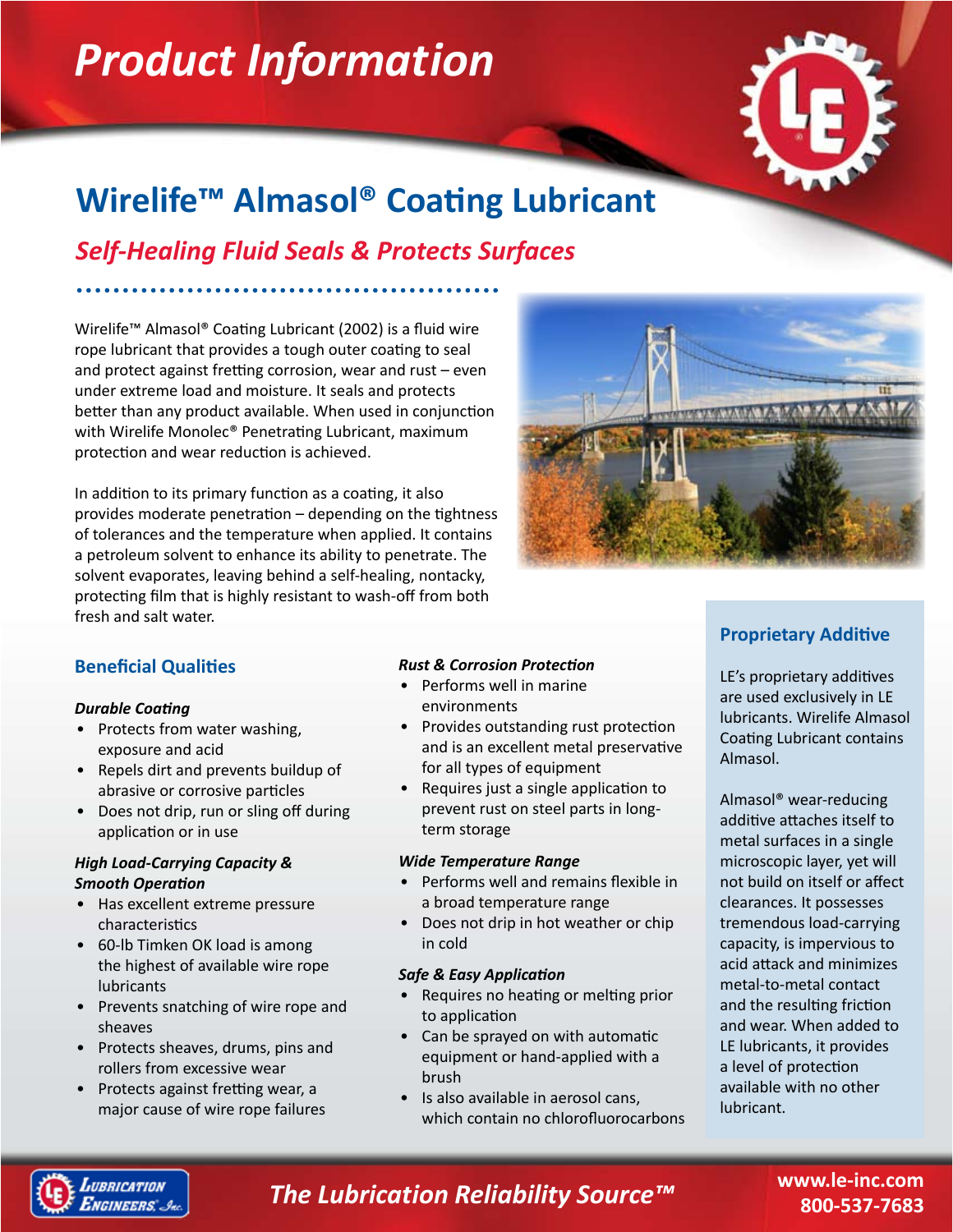# Product Information

## Wirelife™ Almasol® Coating Lubricant

### *Self-Healing Fluid Seals & Protects Surfaces*

Wirelife™ Almasol® Coating Lubricant (2002) is a fluid wire rope lubricant that provides a tough outer coating to seal and protect against fretting corrosion, wear and rust – even under extreme load and moisture. It seals and protects better than any product available. When used in conjunction with Wirelife Monolec® Penetrating Lubricant, maximum protection and wear reduction is achieved.

In addition to its primary function as a coating, it also provides moderate penetration – depending on the tightness of tolerances and the temperature when applied. It contains a petroleum solvent to enhance its ability to penetrate. The solvent evaporates, leaving behind a self-healing, nontacky, protecting film that is highly resistant to wash-off from both fresh and salt water.

### Beneficial Qualities

***Durable Coating***

- Protects from water washing, exposure and acid
- Repels dirt and prevents buildup of abrasive or corrosive particles
- Does not drip, run or sling off during application or in use

***High Load-Carrying Capacity & Smooth Operation***

- Has excellent extreme pressure characteristics
- 60-lb Timken OK load is among the highest of available wire rope lubricants
- Prevents snatching of wire rope and sheaves
- Protects sheaves, drums, pins and rollers from excessive wear
- Protects against fretting wear, a major cause of wire rope failures

***Rust & Corrosion Protection***

- Performs well in marine environments
- Provides outstanding rust protection and is an excellent metal preservative for all types of equipment
- Requires just a single application to prevent rust on steel parts in long-term storage

***Wide Temperature Range***

- Performs well and remains flexible in a broad temperature range
- Does not drip in hot weather or chip in cold

***Safe & Easy Application***

- Requires no heating or melting prior to application
- Can be sprayed on with automatic equipment or hand-applied with a brush
- Is also available in aerosol cans, which contain no chlorofluorocarbons

### Proprietary Additive

LE's proprietary additives are used exclusively in LE lubricants. Wirelife Almasol Coating Lubricant contains Almasol.

Almasol® wear-reducing additive attaches itself to metal surfaces in a single microscopic layer, yet will not build on itself or affect clearances. It possesses tremendous load-carrying capacity, is impervious to acid attack and minimizes metal-to-metal contact and the resulting friction and wear. When added to LE lubricants, it provides a level of protection available with no other lubricant.

*The Lubrication Reliability Source™*

www.le-inc.com
800-537-7683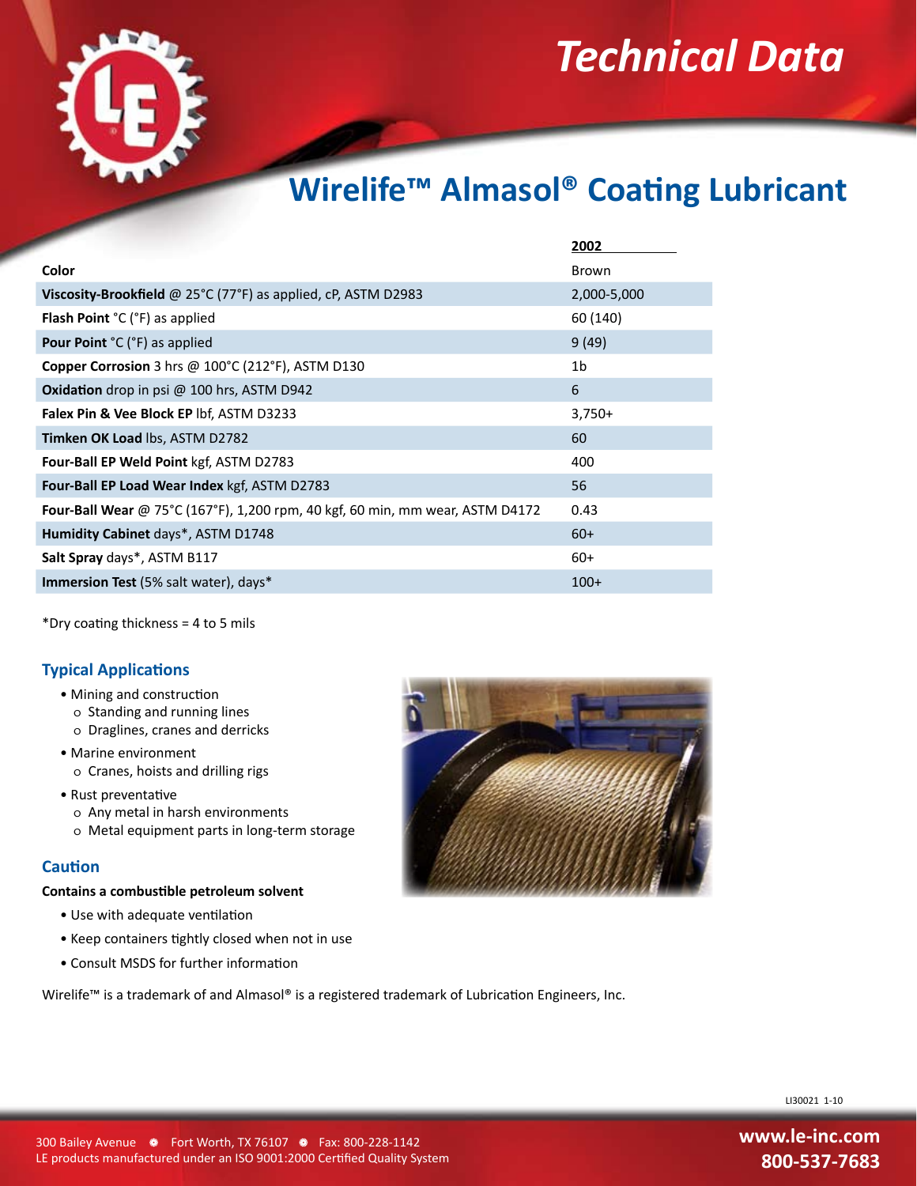# Technical Data

## Wirelife™ Almasol® Coating Lubricant

| | 2002 |
|---|---|
| **Color** | Brown |
| **Viscosity-Brookfield** @ 25°C (77°F) as applied, cP, ASTM D2983 | 2,000-5,000 |
| **Flash Point** °C (°F) as applied | 60 (140) |
| **Pour Point** °C (°F) as applied | 9 (49) |
| **Copper Corrosion** 3 hrs @ 100°C (212°F), ASTM D130 | 1b |
| **Oxidation** drop in psi @ 100 hrs, ASTM D942 | 6 |
| **Falex Pin & Vee Block EP** lbf, ASTM D3233 | 3,750+ |
| **Timken OK Load** lbs, ASTM D2782 | 60 |
| **Four-Ball EP Weld Point** kgf, ASTM D2783 | 400 |
| **Four-Ball EP Load Wear Index** kgf, ASTM D2783 | 56 |
| **Four-Ball Wear** @ 75°C (167°F), 1,200 rpm, 40 kgf, 60 min, mm wear, ASTM D4172 | 0.43 |
| **Humidity Cabinet** days*, ASTM D1748 | 60+ |
| **Salt Spray** days*, ASTM B117 | 60+ |
| **Immersion Test** (5% salt water), days* | 100+ |

*Dry coating thickness = 4 to 5 mils

### Typical Applications

- Mining and construction
  - Standing and running lines
  - Draglines, cranes and derricks
- Marine environment
  - Cranes, hoists and drilling rigs
- Rust preventative
  - Any metal in harsh environments
  - Metal equipment parts in long-term storage

### Caution

**Contains a combustible petroleum solvent**

- Use with adequate ventilation
- Keep containers tightly closed when not in use
- Consult MSDS for further information

Wirelife™ is a trademark of and Almasol® is a registered trademark of Lubrication Engineers, Inc.

LI30021 1-10

300 Bailey Avenue • Fort Worth, TX 76107 • Fax: 800-228-1142
LE products manufactured under an ISO 9001:2000 Certified Quality System

www.le-inc.com
800-537-7683